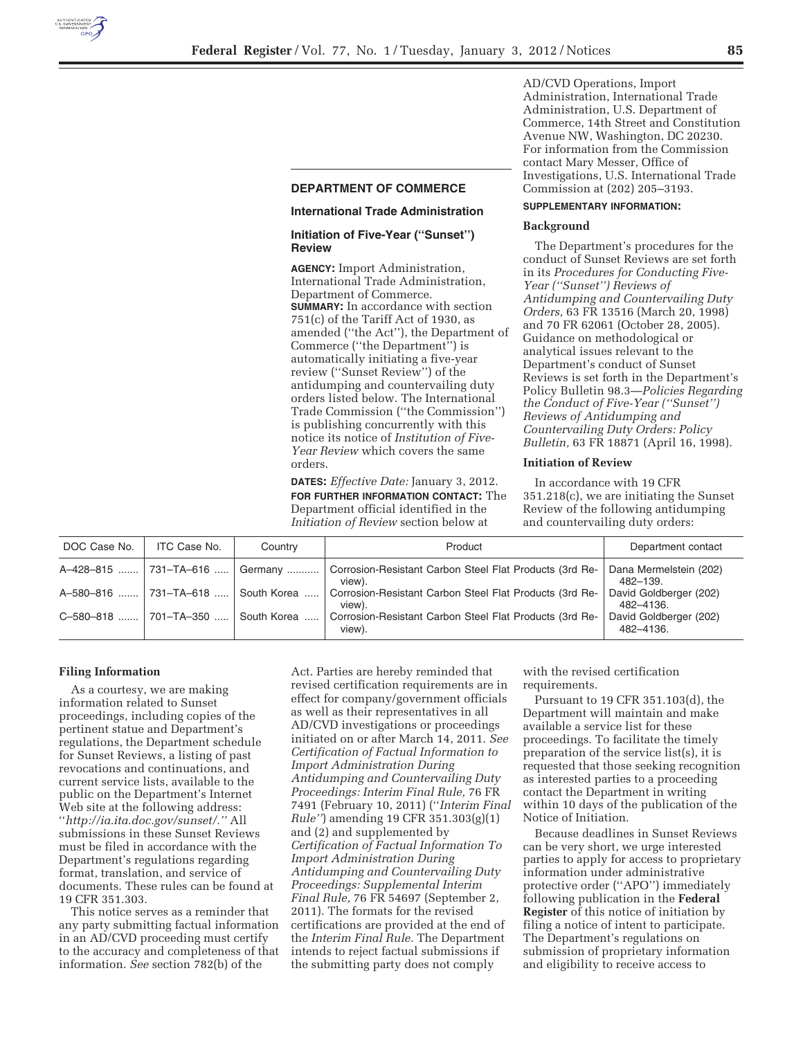## DEPARTMENT OF COMMERCE

### International Trade Administration

### Initiation of Five-Year (''Sunset'') Review

**AGENCY:** Import Administration, International Trade Administration, Department of Commerce.

**SUMMARY:** In accordance with section 751(c) of the Tariff Act of 1930, as amended (''the Act''), the Department of Commerce (''the Department'') is automatically initiating a five-year review (''Sunset Review'') of the antidumping and countervailing duty orders listed below. The International Trade Commission (''the Commission'') is publishing concurrently with this notice its notice of *Institution of Five-Year Review* which covers the same orders.

**DATES:** *Effective Date:* January 3, 2012.

**FOR FURTHER INFORMATION CONTACT:** The Department official identified in the *Initiation of Review* section below at AD/CVD Operations, Import Administration, International Trade Administration, U.S. Department of Commerce, 14th Street and Constitution Avenue NW, Washington, DC 20230. For information from the Commission contact Mary Messer, Office of Investigations, U.S. International Trade Commission at (202) 205–3193.

**SUPPLEMENTARY INFORMATION:**

**Background**

The Department's procedures for the conduct of Sunset Reviews are set forth in its *Procedures for Conducting Five-Year (''Sunset'') Reviews of Antidumping and Countervailing Duty Orders,* 63 FR 13516 (March 20, 1998) and 70 FR 62061 (October 28, 2005). Guidance on methodological or analytical issues relevant to the Department's conduct of Sunset Reviews is set forth in the Department's Policy Bulletin 98.3—*Policies Regarding the Conduct of Five-Year (''Sunset'') Reviews of Antidumping and Countervailing Duty Orders: Policy Bulletin,* 63 FR 18871 (April 16, 1998).

**Initiation of Review**

In accordance with 19 CFR 351.218(c), we are initiating the Sunset Review of the following antidumping and countervailing duty orders:

| DOC Case No. | ITC Case No. | Country | Product | Department contact |
|---|---|---|---|---|
| A–428–815 | 731–TA–616 | Germany | Corrosion-Resistant Carbon Steel Flat Products (3rd Review). | Dana Mermelstein (202) 482–139. |
| A–580–816 | 731–TA–618 | South Korea | Corrosion-Resistant Carbon Steel Flat Products (3rd Review). | David Goldberger (202) 482–4136. |
| C–580–818 | 701–TA–350 | South Korea | Corrosion-Resistant Carbon Steel Flat Products (3rd Review). | David Goldberger (202) 482–4136. |

**Filing Information**

As a courtesy, we are making information related to Sunset proceedings, including copies of the pertinent statue and Department's regulations, the Department schedule for Sunset Reviews, a listing of past revocations and continuations, and current service lists, available to the public on the Department's Internet Web site at the following address: ''*http://ia.ita.doc.gov/sunset/.*'' All submissions in these Sunset Reviews must be filed in accordance with the Department's regulations regarding format, translation, and service of documents. These rules can be found at 19 CFR 351.303.

This notice serves as a reminder that any party submitting factual information in an AD/CVD proceeding must certify to the accuracy and completeness of that information. *See* section 782(b) of the Act. Parties are hereby reminded that revised certification requirements are in effect for company/government officials as well as their representatives in all AD/CVD investigations or proceedings initiated on or after March 14, 2011. *See Certification of Factual Information to Import Administration During Antidumping and Countervailing Duty Proceedings: Interim Final Rule,* 76 FR 7491 (February 10, 2011) (''*Interim Final Rule''*) amending 19 CFR 351.303(g)(1) and (2) and supplemented by *Certification of Factual Information To Import Administration During Antidumping and Countervailing Duty Proceedings: Supplemental Interim Final Rule,* 76 FR 54697 (September 2, 2011). The formats for the revised certifications are provided at the end of the *Interim Final Rule.* The Department intends to reject factual submissions if the submitting party does not comply with the revised certification requirements.

Pursuant to 19 CFR 351.103(d), the Department will maintain and make available a service list for these proceedings. To facilitate the timely preparation of the service list(s), it is requested that those seeking recognition as interested parties to a proceeding contact the Department in writing within 10 days of the publication of the Notice of Initiation.

Because deadlines in Sunset Reviews can be very short, we urge interested parties to apply for access to proprietary information under administrative protective order (''APO'') immediately following publication in the **Federal Register** of this notice of initiation by filing a notice of intent to participate. The Department's regulations on submission of proprietary information and eligibility to receive access to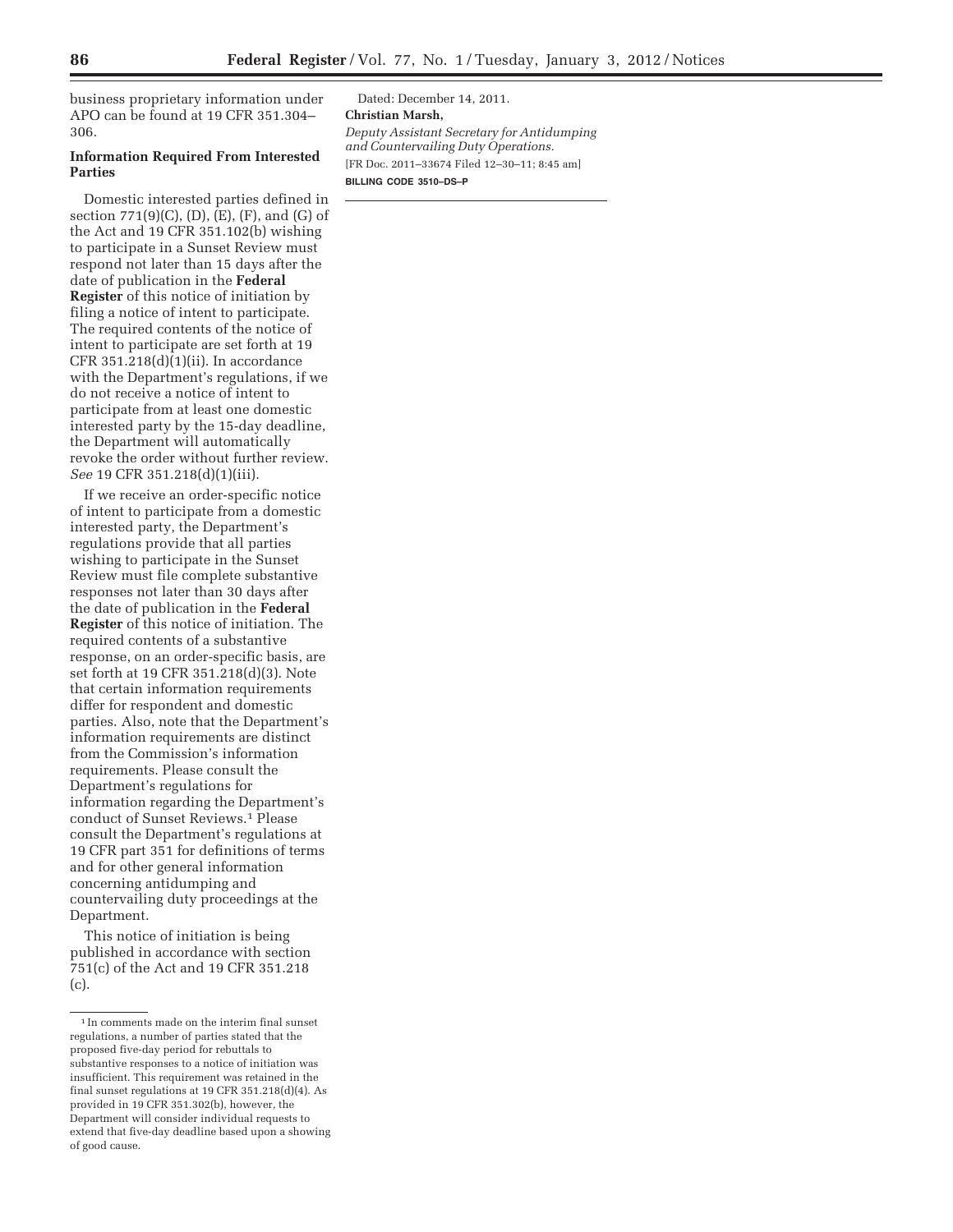business proprietary information under APO can be found at 19 CFR 351.304–306.

## Information Required From Interested Parties

Domestic interested parties defined in section 771(9)(C), (D), (E), (F), and (G) of the Act and 19 CFR 351.102(b) wishing to participate in a Sunset Review must respond not later than 15 days after the date of publication in the **Federal Register** of this notice of initiation by filing a notice of intent to participate. The required contents of the notice of intent to participate are set forth at 19 CFR 351.218(d)(1)(ii). In accordance with the Department's regulations, if we do not receive a notice of intent to participate from at least one domestic interested party by the 15-day deadline, the Department will automatically revoke the order without further review. *See* 19 CFR 351.218(d)(1)(iii).

If we receive an order-specific notice of intent to participate from a domestic interested party, the Department's regulations provide that all parties wishing to participate in the Sunset Review must file complete substantive responses not later than 30 days after the date of publication in the **Federal Register** of this notice of initiation. The required contents of a substantive response, on an order-specific basis, are set forth at 19 CFR 351.218(d)(3). Note that certain information requirements differ for respondent and domestic parties. Also, note that the Department's information requirements are distinct from the Commission's information requirements. Please consult the Department's regulations for information regarding the Department's conduct of Sunset Reviews.[1] Please consult the Department's regulations at 19 CFR part 351 for definitions of terms and for other general information concerning antidumping and countervailing duty proceedings at the Department.

This notice of initiation is being published in accordance with section 751(c) of the Act and 19 CFR 351.218 (c).

Dated: December 14, 2011.

**Christian Marsh,**

*Deputy Assistant Secretary for Antidumping and Countervailing Duty Operations.*

[FR Doc. 2011–33674 Filed 12–30–11; 8:45 am]

**BILLING CODE 3510–DS–P**

---

[1] In comments made on the interim final sunset regulations, a number of parties stated that the proposed five-day period for rebuttals to substantive responses to a notice of initiation was insufficient. This requirement was retained in the final sunset regulations at 19 CFR 351.218(d)(4). As provided in 19 CFR 351.302(b), however, the Department will consider individual requests to extend that five-day deadline based upon a showing of good cause.